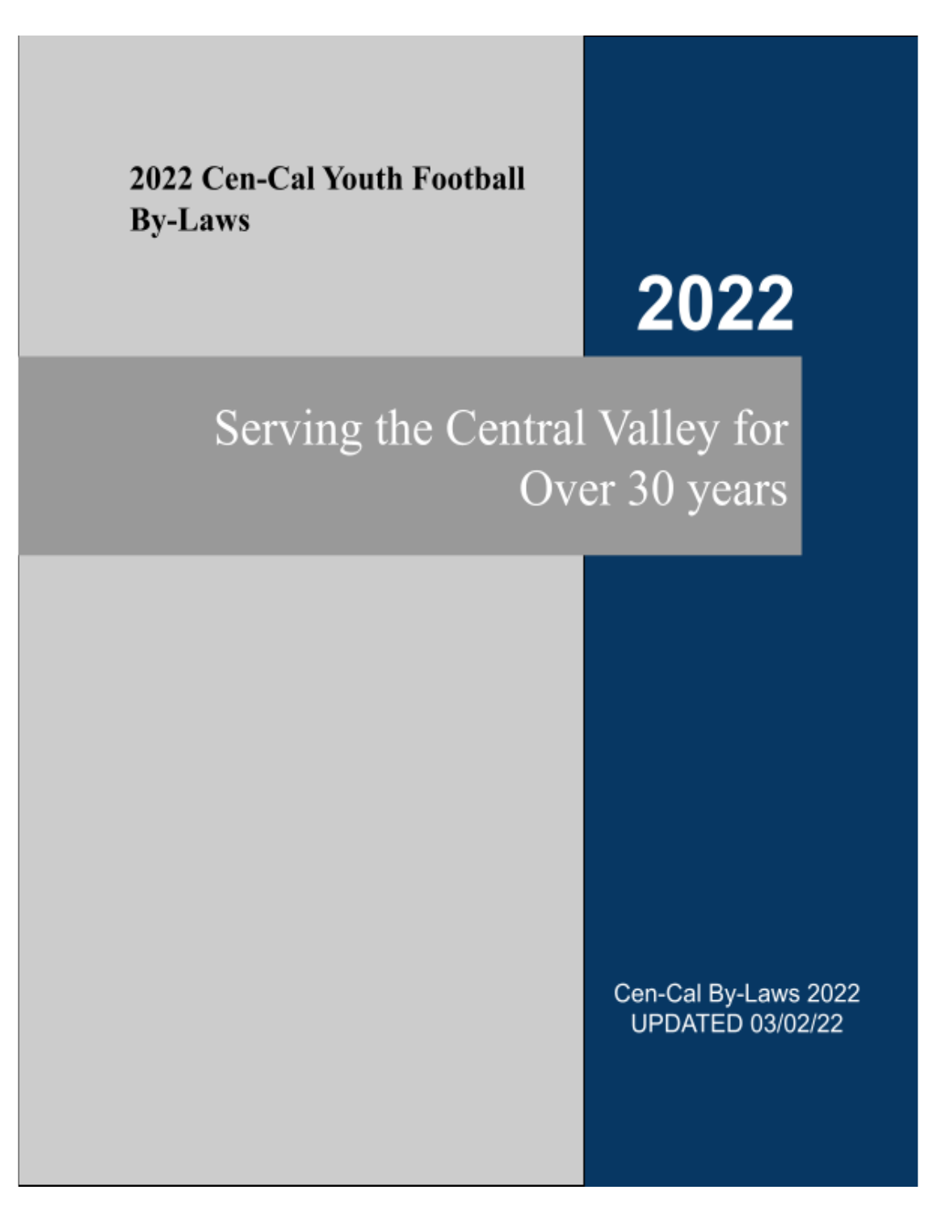# 2022 Cen-Cal Youth Football By-Laws

# 2022

## Serving the Central Valley for Over 30 years

Cen-Cal By-Laws 2022
UPDATED 03/02/22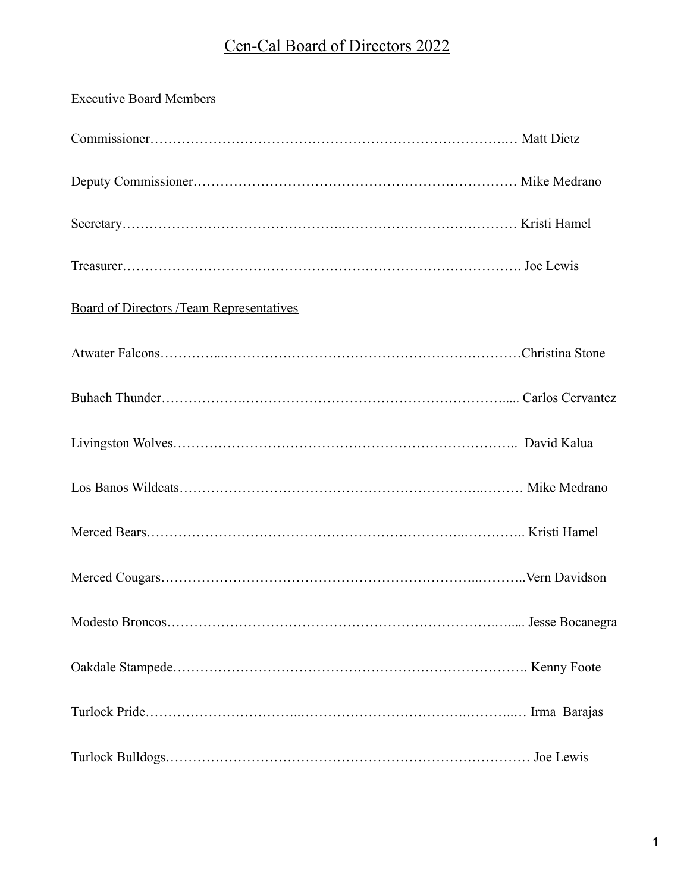# Cen-Cal Board of Directors 2022

Executive Board Members

Commissioner……………………………………………………………………….… Matt Dietz

Deputy Commissioner……………………………………………………………… Mike Medrano

Secretary……………………………………….………………………………… Kristi Hamel

Treasurer……………………………………………..……………………………. Joe Lewis

## Board of Directors /Team Representatives

Atwater Falcons…………...…………………………………………………………Christina Stone

Buhach Thunder……………….…………………………………………………..... Carlos Cervantez

Livingston Wolves……………………………………………………….…………….. David Kalua

Los Banos Wildcats…………………………………………………………..……… Mike Medrano

Merced Bears…………………………………………………………..………….. Kristi Hamel

Merced Cougars…………………………………………………………..………..Vern Davidson

Modesto Broncos…………………………………………………………….…..... Jesse Bocanegra

Oakdale Stampede……………………………………………………………………. Kenny Foote

Turlock Pride…………………………...……………………………….………..… Irma Barajas

Turlock Bulldogs……………………………………………………………………… Joe Lewis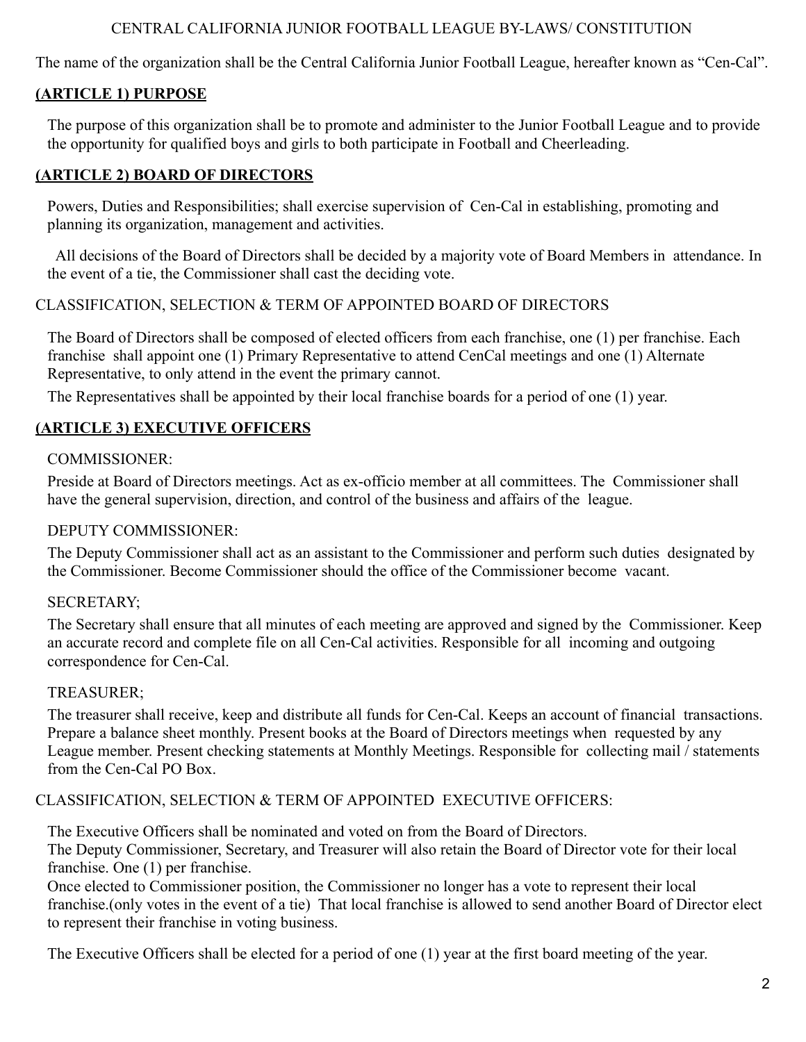CENTRAL CALIFORNIA JUNIOR FOOTBALL LEAGUE BY-LAWS/ CONSTITUTION

The name of the organization shall be the Central California Junior Football League, hereafter known as "Cen-Cal".

## (ARTICLE 1) PURPOSE

The purpose of this organization shall be to promote and administer to the Junior Football League and to provide the opportunity for qualified boys and girls to both participate in Football and Cheerleading.

## (ARTICLE 2) BOARD OF DIRECTORS

Powers, Duties and Responsibilities; shall exercise supervision of Cen-Cal in establishing, promoting and planning its organization, management and activities.

All decisions of the Board of Directors shall be decided by a majority vote of Board Members in attendance. In the event of a tie, the Commissioner shall cast the deciding vote.

CLASSIFICATION, SELECTION & TERM OF APPOINTED BOARD OF DIRECTORS

The Board of Directors shall be composed of elected officers from each franchise, one (1) per franchise. Each franchise shall appoint one (1) Primary Representative to attend CenCal meetings and one (1) Alternate Representative, to only attend in the event the primary cannot.

The Representatives shall be appointed by their local franchise boards for a period of one (1) year.

## (ARTICLE 3) EXECUTIVE OFFICERS

COMMISSIONER:

Preside at Board of Directors meetings. Act as ex-officio member at all committees. The Commissioner shall have the general supervision, direction, and control of the business and affairs of the league.

DEPUTY COMMISSIONER:

The Deputy Commissioner shall act as an assistant to the Commissioner and perform such duties designated by the Commissioner. Become Commissioner should the office of the Commissioner become vacant.

SECRETARY;

The Secretary shall ensure that all minutes of each meeting are approved and signed by the Commissioner. Keep an accurate record and complete file on all Cen-Cal activities. Responsible for all incoming and outgoing correspondence for Cen-Cal.

TREASURER;

The treasurer shall receive, keep and distribute all funds for Cen-Cal. Keeps an account of financial transactions. Prepare a balance sheet monthly. Present books at the Board of Directors meetings when requested by any League member. Present checking statements at Monthly Meetings. Responsible for collecting mail / statements from the Cen-Cal PO Box.

CLASSIFICATION, SELECTION & TERM OF APPOINTED EXECUTIVE OFFICERS:

The Executive Officers shall be nominated and voted on from the Board of Directors.
The Deputy Commissioner, Secretary, and Treasurer will also retain the Board of Director vote for their local franchise. One (1) per franchise.
Once elected to Commissioner position, the Commissioner no longer has a vote to represent their local franchise.(only votes in the event of a tie) That local franchise is allowed to send another Board of Director elect to represent their franchise in voting business.

The Executive Officers shall be elected for a period of one (1) year at the first board meeting of the year.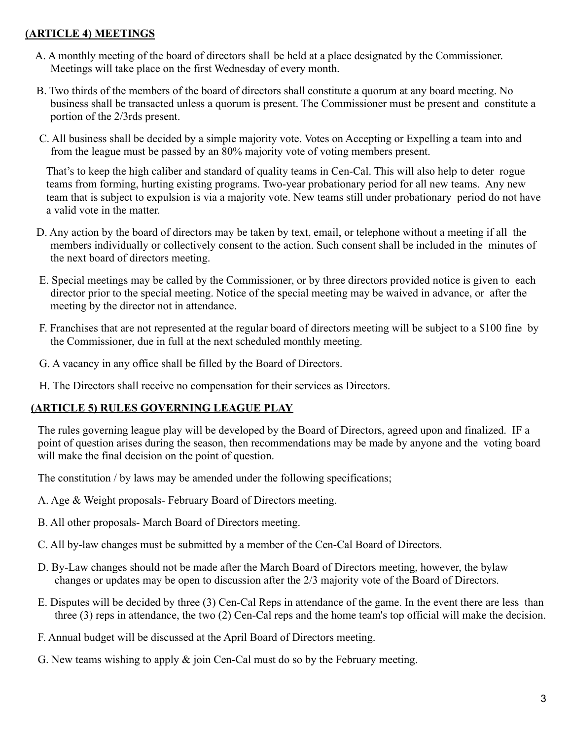## (ARTICLE 4) MEETINGS

A. A monthly meeting of the board of directors shall be held at a place designated by the Commissioner. Meetings will take place on the first Wednesday of every month.

B. Two thirds of the members of the board of directors shall constitute a quorum at any board meeting. No business shall be transacted unless a quorum is present. The Commissioner must be present and constitute a portion of the 2/3rds present.

C. All business shall be decided by a simple majority vote. Votes on Accepting or Expelling a team into and from the league must be passed by an 80% majority vote of voting members present.

That's to keep the high caliber and standard of quality teams in Cen-Cal. This will also help to deter rogue teams from forming, hurting existing programs. Two-year probationary period for all new teams. Any new team that is subject to expulsion is via a majority vote. New teams still under probationary period do not have a valid vote in the matter.

D. Any action by the board of directors may be taken by text, email, or telephone without a meeting if all the members individually or collectively consent to the action. Such consent shall be included in the minutes of the next board of directors meeting.

E. Special meetings may be called by the Commissioner, or by three directors provided notice is given to each director prior to the special meeting. Notice of the special meeting may be waived in advance, or after the meeting by the director not in attendance.

F. Franchises that are not represented at the regular board of directors meeting will be subject to a $100 fine by the Commissioner, due in full at the next scheduled monthly meeting.

G. A vacancy in any office shall be filled by the Board of Directors.

H. The Directors shall receive no compensation for their services as Directors.

## (ARTICLE 5) RULES GOVERNING LEAGUE PLAY

The rules governing league play will be developed by the Board of Directors, agreed upon and finalized. IF a point of question arises during the season, then recommendations may be made by anyone and the voting board will make the final decision on the point of question.

The constitution / by laws may be amended under the following specifications;

A. Age & Weight proposals- February Board of Directors meeting.

B. All other proposals- March Board of Directors meeting.

C. All by-law changes must be submitted by a member of the Cen-Cal Board of Directors.

D. By-Law changes should not be made after the March Board of Directors meeting, however, the bylaw changes or updates may be open to discussion after the 2/3 majority vote of the Board of Directors.

E. Disputes will be decided by three (3) Cen-Cal Reps in attendance of the game. In the event there are less than three (3) reps in attendance, the two (2) Cen-Cal reps and the home team's top official will make the decision.

F. Annual budget will be discussed at the April Board of Directors meeting.

G. New teams wishing to apply & join Cen-Cal must do so by the February meeting.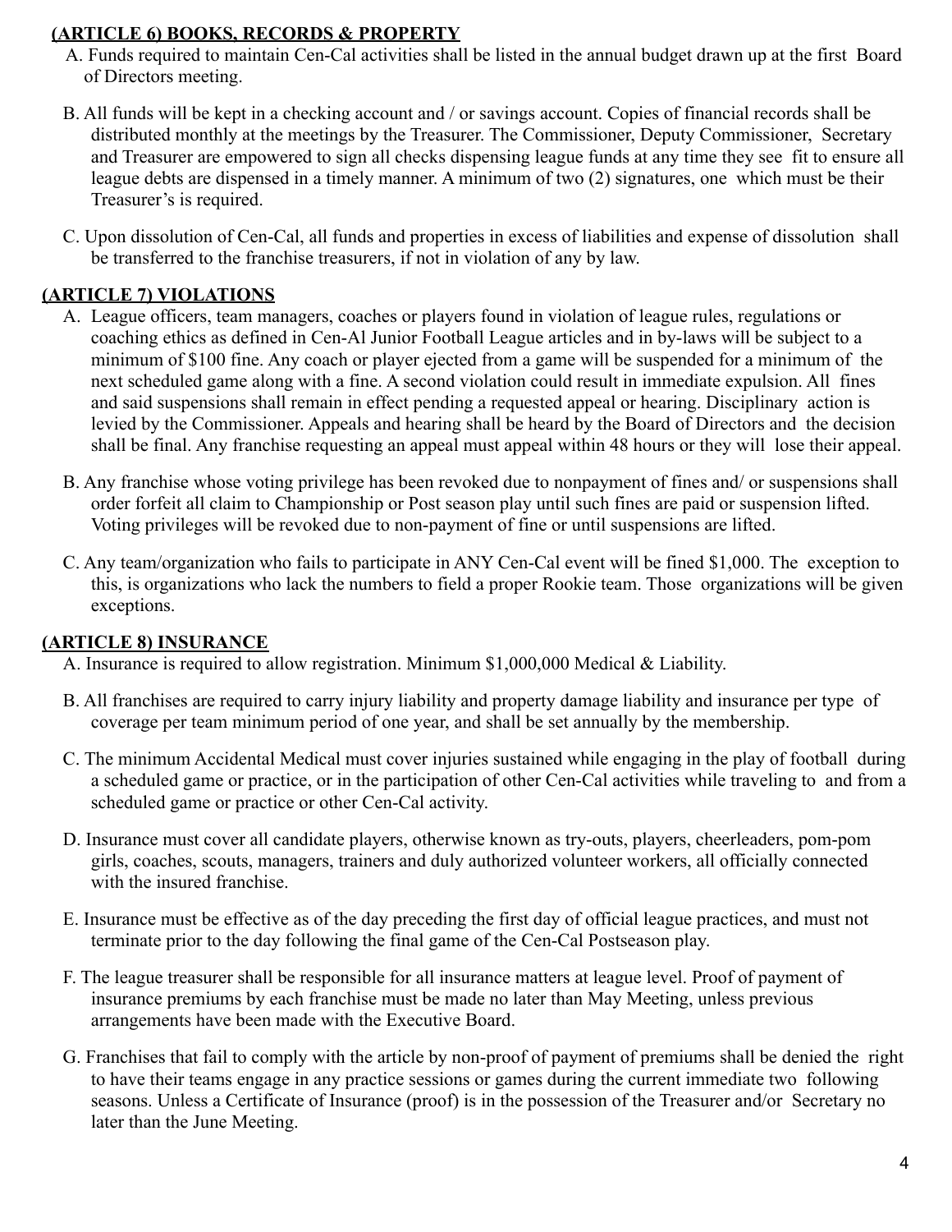## (ARTICLE 6) BOOKS, RECORDS & PROPERTY

A. Funds required to maintain Cen-Cal activities shall be listed in the annual budget drawn up at the first Board of Directors meeting.

B. All funds will be kept in a checking account and / or savings account. Copies of financial records shall be distributed monthly at the meetings by the Treasurer. The Commissioner, Deputy Commissioner, Secretary and Treasurer are empowered to sign all checks dispensing league funds at any time they see fit to ensure all league debts are dispensed in a timely manner. A minimum of two (2) signatures, one which must be their Treasurer's is required.

C. Upon dissolution of Cen-Cal, all funds and properties in excess of liabilities and expense of dissolution shall be transferred to the franchise treasurers, if not in violation of any by law.

## (ARTICLE 7) VIOLATIONS

A. League officers, team managers, coaches or players found in violation of league rules, regulations or coaching ethics as defined in Cen-Al Junior Football League articles and in by-laws will be subject to a minimum of $100 fine. Any coach or player ejected from a game will be suspended for a minimum of the next scheduled game along with a fine. A second violation could result in immediate expulsion. All fines and said suspensions shall remain in effect pending a requested appeal or hearing. Disciplinary action is levied by the Commissioner. Appeals and hearing shall be heard by the Board of Directors and the decision shall be final. Any franchise requesting an appeal must appeal within 48 hours or they will lose their appeal.

B. Any franchise whose voting privilege has been revoked due to nonpayment of fines and/ or suspensions shall order forfeit all claim to Championship or Post season play until such fines are paid or suspension lifted. Voting privileges will be revoked due to non-payment of fine or until suspensions are lifted.

C. Any team/organization who fails to participate in ANY Cen-Cal event will be fined $1,000. The exception to this, is organizations who lack the numbers to field a proper Rookie team. Those organizations will be given exceptions.

## (ARTICLE 8) INSURANCE

A. Insurance is required to allow registration. Minimum $1,000,000 Medical & Liability.

B. All franchises are required to carry injury liability and property damage liability and insurance per type of coverage per team minimum period of one year, and shall be set annually by the membership.

C. The minimum Accidental Medical must cover injuries sustained while engaging in the play of football during a scheduled game or practice, or in the participation of other Cen-Cal activities while traveling to and from a scheduled game or practice or other Cen-Cal activity.

D. Insurance must cover all candidate players, otherwise known as try-outs, players, cheerleaders, pom-pom girls, coaches, scouts, managers, trainers and duly authorized volunteer workers, all officially connected with the insured franchise.

E. Insurance must be effective as of the day preceding the first day of official league practices, and must not terminate prior to the day following the final game of the Cen-Cal Postseason play.

F. The league treasurer shall be responsible for all insurance matters at league level. Proof of payment of insurance premiums by each franchise must be made no later than May Meeting, unless previous arrangements have been made with the Executive Board.

G. Franchises that fail to comply with the article by non-proof of payment of premiums shall be denied the right to have their teams engage in any practice sessions or games during the current immediate two following seasons. Unless a Certificate of Insurance (proof) is in the possession of the Treasurer and/or Secretary no later than the June Meeting.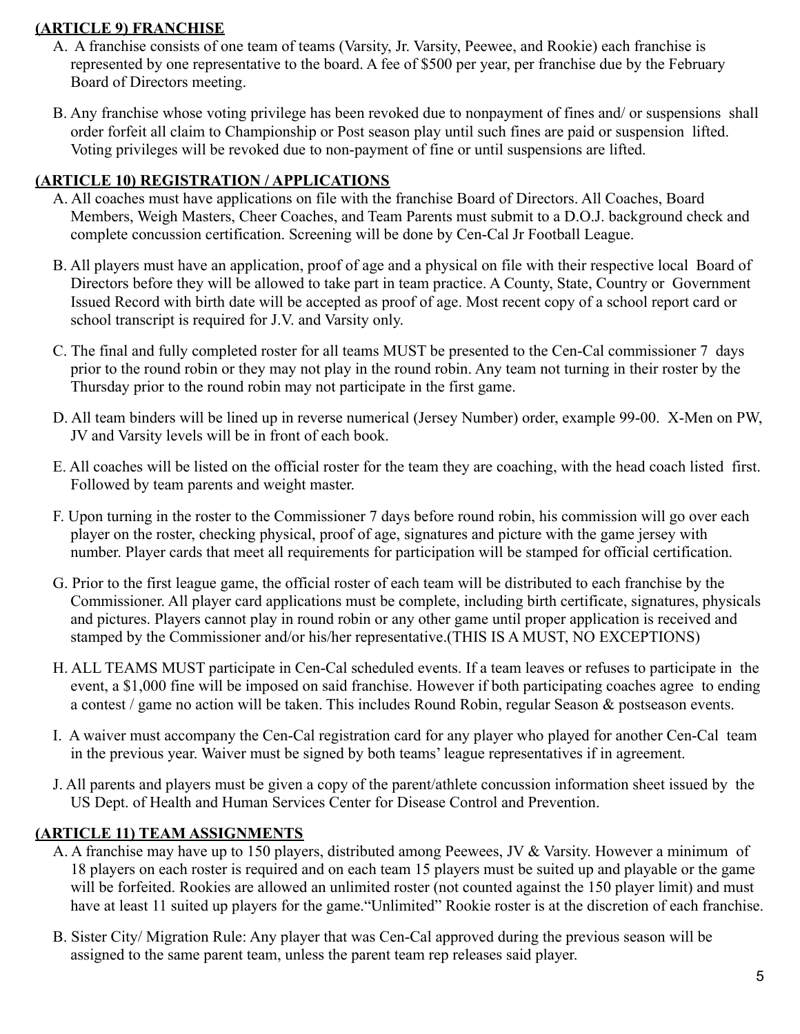**(ARTICLE 9) FRANCHISE**

A. A franchise consists of one team of teams (Varsity, Jr. Varsity, Peewee, and Rookie) each franchise is represented by one representative to the board. A fee of $500 per year, per franchise due by the February Board of Directors meeting.

B. Any franchise whose voting privilege has been revoked due to nonpayment of fines and/ or suspensions shall order forfeit all claim to Championship or Post season play until such fines are paid or suspension lifted. Voting privileges will be revoked due to non-payment of fine or until suspensions are lifted.

**(ARTICLE 10) REGISTRATION / APPLICATIONS**

A. All coaches must have applications on file with the franchise Board of Directors. All Coaches, Board Members, Weigh Masters, Cheer Coaches, and Team Parents must submit to a D.O.J. background check and complete concussion certification. Screening will be done by Cen-Cal Jr Football League.

B. All players must have an application, proof of age and a physical on file with their respective local Board of Directors before they will be allowed to take part in team practice. A County, State, Country or Government Issued Record with birth date will be accepted as proof of age. Most recent copy of a school report card or school transcript is required for J.V. and Varsity only.

C. The final and fully completed roster for all teams MUST be presented to the Cen-Cal commissioner 7 days prior to the round robin or they may not play in the round robin. Any team not turning in their roster by the Thursday prior to the round robin may not participate in the first game.

D. All team binders will be lined up in reverse numerical (Jersey Number) order, example 99-00. X-Men on PW, JV and Varsity levels will be in front of each book.

E. All coaches will be listed on the official roster for the team they are coaching, with the head coach listed first. Followed by team parents and weight master.

F. Upon turning in the roster to the Commissioner 7 days before round robin, his commission will go over each player on the roster, checking physical, proof of age, signatures and picture with the game jersey with number. Player cards that meet all requirements for participation will be stamped for official certification.

G. Prior to the first league game, the official roster of each team will be distributed to each franchise by the Commissioner. All player card applications must be complete, including birth certificate, signatures, physicals and pictures. Players cannot play in round robin or any other game until proper application is received and stamped by the Commissioner and/or his/her representative.(THIS IS A MUST, NO EXCEPTIONS)

H. ALL TEAMS MUST participate in Cen-Cal scheduled events. If a team leaves or refuses to participate in the event, a $1,000 fine will be imposed on said franchise. However if both participating coaches agree to ending a contest / game no action will be taken. This includes Round Robin, regular Season & postseason events.

I. A waiver must accompany the Cen-Cal registration card for any player who played for another Cen-Cal team in the previous year. Waiver must be signed by both teams' league representatives if in agreement.

J. All parents and players must be given a copy of the parent/athlete concussion information sheet issued by the US Dept. of Health and Human Services Center for Disease Control and Prevention.

**(ARTICLE 11) TEAM ASSIGNMENTS**

A. A franchise may have up to 150 players, distributed among Peewees, JV & Varsity. However a minimum of 18 players on each roster is required and on each team 15 players must be suited up and playable or the game will be forfeited. Rookies are allowed an unlimited roster (not counted against the 150 player limit) and must have at least 11 suited up players for the game."Unlimited" Rookie roster is at the discretion of each franchise.

B. Sister City/ Migration Rule: Any player that was Cen-Cal approved during the previous season will be assigned to the same parent team, unless the parent team rep releases said player.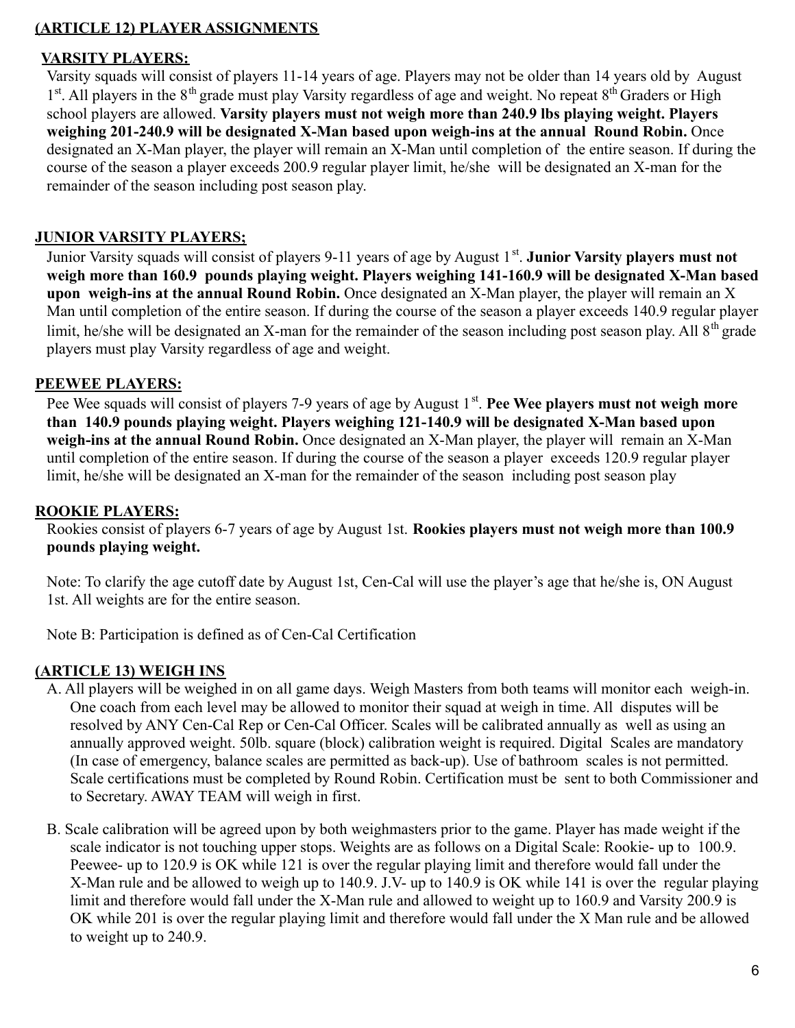## (ARTICLE 12) PLAYER ASSIGNMENTS

### VARSITY PLAYERS:

Varsity squads will consist of players 11-14 years of age. Players may not be older than 14 years old by August 1st. All players in the 8th grade must play Varsity regardless of age and weight. No repeat 8th Graders or High school players are allowed. **Varsity players must not weigh more than 240.9 lbs playing weight. Players weighing 201-240.9 will be designated X-Man based upon weigh-ins at the annual Round Robin.** Once designated an X-Man player, the player will remain an X-Man until completion of the entire season. If during the course of the season a player exceeds 200.9 regular player limit, he/she will be designated an X-man for the remainder of the season including post season play.

### JUNIOR VARSITY PLAYERS;

Junior Varsity squads will consist of players 9-11 years of age by August 1st. **Junior Varsity players must not weigh more than 160.9 pounds playing weight. Players weighing 141-160.9 will be designated X-Man based upon weigh-ins at the annual Round Robin.** Once designated an X-Man player, the player will remain an X Man until completion of the entire season. If during the course of the season a player exceeds 140.9 regular player limit, he/she will be designated an X-man for the remainder of the season including post season play. All 8th grade players must play Varsity regardless of age and weight.

### PEEWEE PLAYERS:

Pee Wee squads will consist of players 7-9 years of age by August 1st. **Pee Wee players must not weigh more than 140.9 pounds playing weight. Players weighing 121-140.9 will be designated X-Man based upon weigh-ins at the annual Round Robin.** Once designated an X-Man player, the player will remain an X-Man until completion of the entire season. If during the course of the season a player exceeds 120.9 regular player limit, he/she will be designated an X-man for the remainder of the season including post season play

### ROOKIE PLAYERS:

Rookies consist of players 6-7 years of age by August 1st. **Rookies players must not weigh more than 100.9 pounds playing weight.**

Note: To clarify the age cutoff date by August 1st, Cen-Cal will use the player's age that he/she is, ON August 1st. All weights are for the entire season.

Note B: Participation is defined as of Cen-Cal Certification

## (ARTICLE 13) WEIGH INS

A. All players will be weighed in on all game days. Weigh Masters from both teams will monitor each weigh-in. One coach from each level may be allowed to monitor their squad at weigh in time. All disputes will be resolved by ANY Cen-Cal Rep or Cen-Cal Officer. Scales will be calibrated annually as well as using an annually approved weight. 50lb. square (block) calibration weight is required. Digital Scales are mandatory (In case of emergency, balance scales are permitted as back-up). Use of bathroom scales is not permitted. Scale certifications must be completed by Round Robin. Certification must be sent to both Commissioner and to Secretary. AWAY TEAM will weigh in first.

B. Scale calibration will be agreed upon by both weighmasters prior to the game. Player has made weight if the scale indicator is not touching upper stops. Weights are as follows on a Digital Scale: Rookie- up to 100.9. Peewee- up to 120.9 is OK while 121 is over the regular playing limit and therefore would fall under the X-Man rule and be allowed to weigh up to 140.9. J.V- up to 140.9 is OK while 141 is over the regular playing limit and therefore would fall under the X-Man rule and allowed to weight up to 160.9 and Varsity 200.9 is OK while 201 is over the regular playing limit and therefore would fall under the X Man rule and be allowed to weight up to 240.9.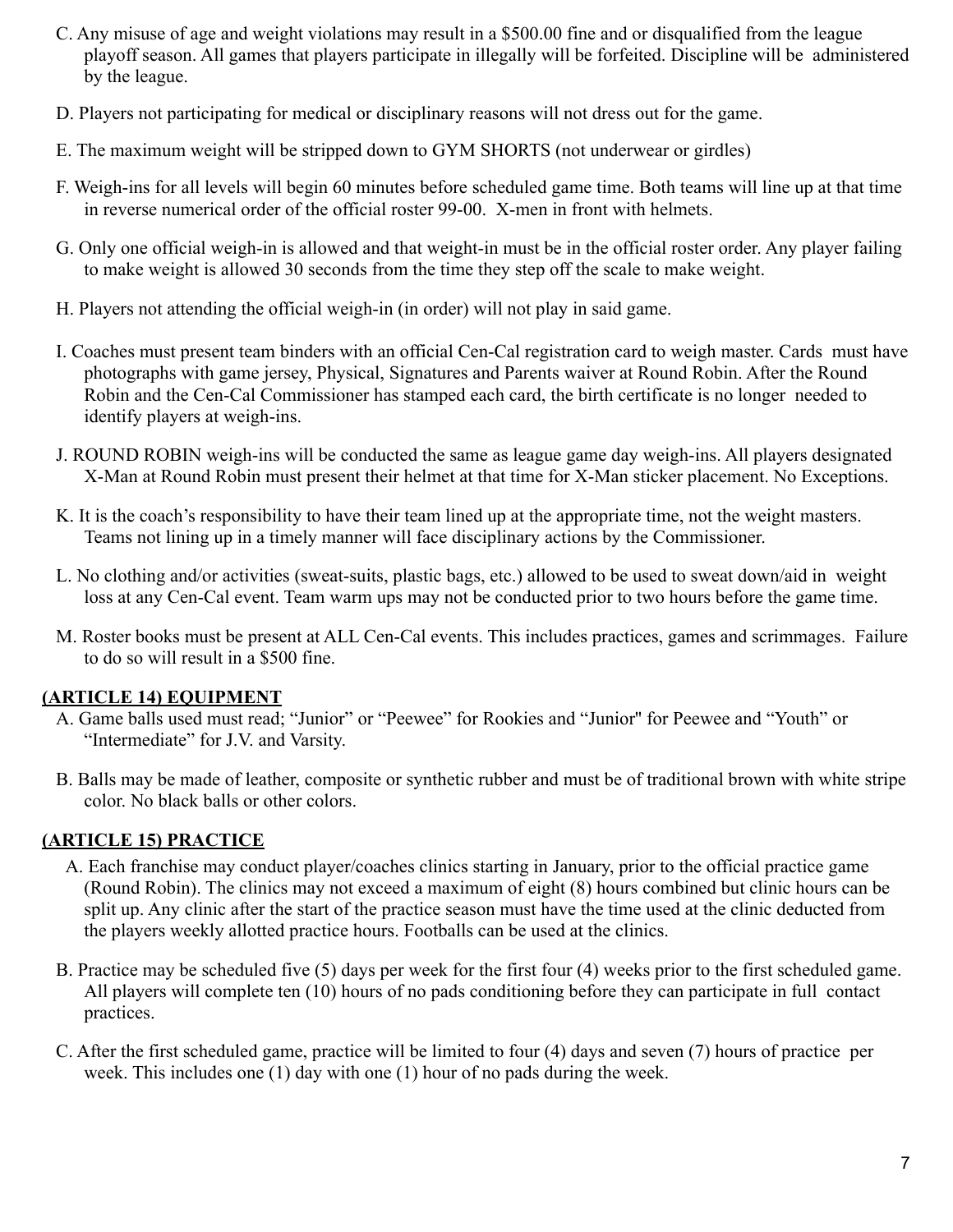C. Any misuse of age and weight violations may result in a $500.00 fine and or disqualified from the league playoff season. All games that players participate in illegally will be forfeited. Discipline will be administered by the league.

D. Players not participating for medical or disciplinary reasons will not dress out for the game.

E. The maximum weight will be stripped down to GYM SHORTS (not underwear or girdles)

F. Weigh-ins for all levels will begin 60 minutes before scheduled game time. Both teams will line up at that time in reverse numerical order of the official roster 99-00. X-men in front with helmets.

G. Only one official weigh-in is allowed and that weight-in must be in the official roster order. Any player failing to make weight is allowed 30 seconds from the time they step off the scale to make weight.

H. Players not attending the official weigh-in (in order) will not play in said game.

I. Coaches must present team binders with an official Cen-Cal registration card to weigh master. Cards must have photographs with game jersey, Physical, Signatures and Parents waiver at Round Robin. After the Round Robin and the Cen-Cal Commissioner has stamped each card, the birth certificate is no longer needed to identify players at weigh-ins.

J. ROUND ROBIN weigh-ins will be conducted the same as league game day weigh-ins. All players designated X-Man at Round Robin must present their helmet at that time for X-Man sticker placement. No Exceptions.

K. It is the coach's responsibility to have their team lined up at the appropriate time, not the weight masters. Teams not lining up in a timely manner will face disciplinary actions by the Commissioner.

L. No clothing and/or activities (sweat-suits, plastic bags, etc.) allowed to be used to sweat down/aid in weight loss at any Cen-Cal event. Team warm ups may not be conducted prior to two hours before the game time.

M. Roster books must be present at ALL Cen-Cal events. This includes practices, games and scrimmages. Failure to do so will result in a $500 fine.

## (ARTICLE 14) EQUIPMENT

A. Game balls used must read; "Junior" or "Peewee" for Rookies and "Junior" for Peewee and "Youth" or "Intermediate" for J.V. and Varsity.

B. Balls may be made of leather, composite or synthetic rubber and must be of traditional brown with white stripe color. No black balls or other colors.

## (ARTICLE 15) PRACTICE

A. Each franchise may conduct player/coaches clinics starting in January, prior to the official practice game (Round Robin). The clinics may not exceed a maximum of eight (8) hours combined but clinic hours can be split up. Any clinic after the start of the practice season must have the time used at the clinic deducted from the players weekly allotted practice hours. Footballs can be used at the clinics.

B. Practice may be scheduled five (5) days per week for the first four (4) weeks prior to the first scheduled game. All players will complete ten (10) hours of no pads conditioning before they can participate in full contact practices.

C. After the first scheduled game, practice will be limited to four (4) days and seven (7) hours of practice per week. This includes one (1) day with one (1) hour of no pads during the week.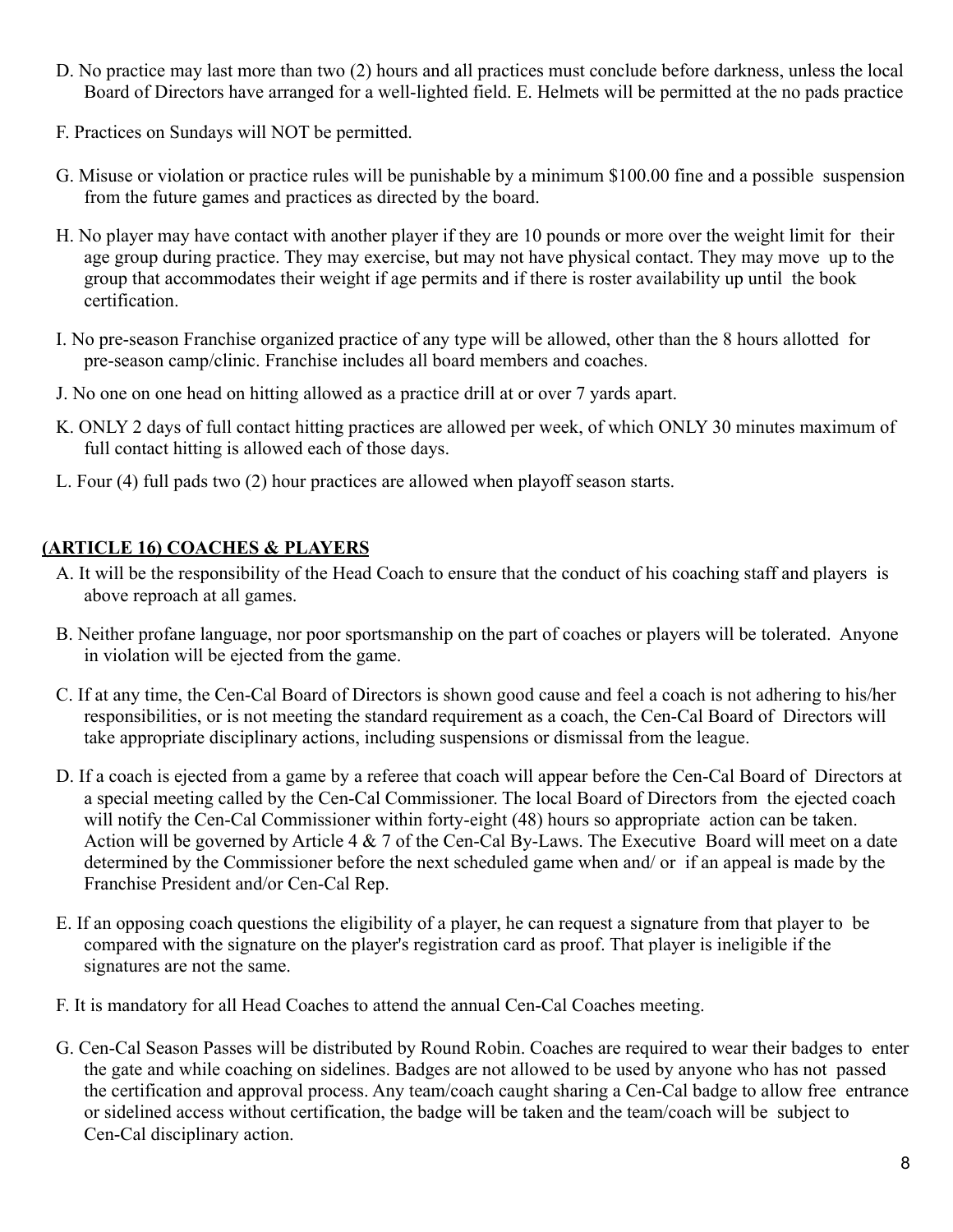D. No practice may last more than two (2) hours and all practices must conclude before darkness, unless the local Board of Directors have arranged for a well-lighted field. E. Helmets will be permitted at the no pads practice

F. Practices on Sundays will NOT be permitted.

G. Misuse or violation or practice rules will be punishable by a minimum $100.00 fine and a possible suspension from the future games and practices as directed by the board.

H. No player may have contact with another player if they are 10 pounds or more over the weight limit for their age group during practice. They may exercise, but may not have physical contact. They may move up to the group that accommodates their weight if age permits and if there is roster availability up until the book certification.

I. No pre-season Franchise organized practice of any type will be allowed, other than the 8 hours allotted for pre-season camp/clinic. Franchise includes all board members and coaches.

J. No one on one head on hitting allowed as a practice drill at or over 7 yards apart.

K. ONLY 2 days of full contact hitting practices are allowed per week, of which ONLY 30 minutes maximum of full contact hitting is allowed each of those days.

L. Four (4) full pads two (2) hour practices are allowed when playoff season starts.

## **(ARTICLE 16) COACHES & PLAYERS**

A. It will be the responsibility of the Head Coach to ensure that the conduct of his coaching staff and players is above reproach at all games.

B. Neither profane language, nor poor sportsmanship on the part of coaches or players will be tolerated. Anyone in violation will be ejected from the game.

C. If at any time, the Cen-Cal Board of Directors is shown good cause and feel a coach is not adhering to his/her responsibilities, or is not meeting the standard requirement as a coach, the Cen-Cal Board of Directors will take appropriate disciplinary actions, including suspensions or dismissal from the league.

D. If a coach is ejected from a game by a referee that coach will appear before the Cen-Cal Board of Directors at a special meeting called by the Cen-Cal Commissioner. The local Board of Directors from the ejected coach will notify the Cen-Cal Commissioner within forty-eight (48) hours so appropriate action can be taken. Action will be governed by Article 4 & 7 of the Cen-Cal By-Laws. The Executive Board will meet on a date determined by the Commissioner before the next scheduled game when and/ or if an appeal is made by the Franchise President and/or Cen-Cal Rep.

E. If an opposing coach questions the eligibility of a player, he can request a signature from that player to be compared with the signature on the player's registration card as proof. That player is ineligible if the signatures are not the same.

F. It is mandatory for all Head Coaches to attend the annual Cen-Cal Coaches meeting.

G. Cen-Cal Season Passes will be distributed by Round Robin. Coaches are required to wear their badges to enter the gate and while coaching on sidelines. Badges are not allowed to be used by anyone who has not passed the certification and approval process. Any team/coach caught sharing a Cen-Cal badge to allow free entrance or sidelined access without certification, the badge will be taken and the team/coach will be subject to Cen-Cal disciplinary action.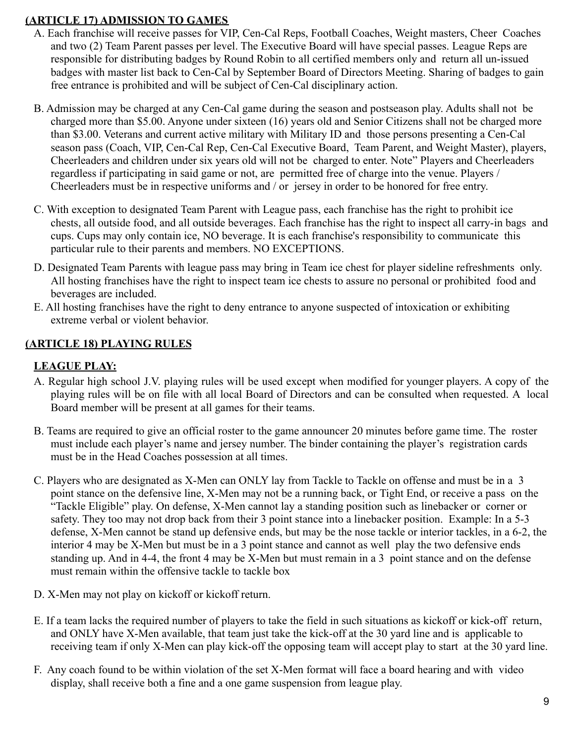## (ARTICLE 17) ADMISSION TO GAMES

A. Each franchise will receive passes for VIP, Cen-Cal Reps, Football Coaches, Weight masters, Cheer Coaches and two (2) Team Parent passes per level. The Executive Board will have special passes. League Reps are responsible for distributing badges by Round Robin to all certified members only and return all un-issued badges with master list back to Cen-Cal by September Board of Directors Meeting. Sharing of badges to gain free entrance is prohibited and will be subject of Cen-Cal disciplinary action.

B. Admission may be charged at any Cen-Cal game during the season and postseason play. Adults shall not be charged more than $5.00. Anyone under sixteen (16) years old and Senior Citizens shall not be charged more than $3.00. Veterans and current active military with Military ID and those persons presenting a Cen-Cal season pass (Coach, VIP, Cen-Cal Rep, Cen-Cal Executive Board, Team Parent, and Weight Master), players, Cheerleaders and children under six years old will not be charged to enter. Note" Players and Cheerleaders regardless if participating in said game or not, are permitted free of charge into the venue. Players / Cheerleaders must be in respective uniforms and / or jersey in order to be honored for free entry.

C. With exception to designated Team Parent with League pass, each franchise has the right to prohibit ice chests, all outside food, and all outside beverages. Each franchise has the right to inspect all carry-in bags and cups. Cups may only contain ice, NO beverage. It is each franchise's responsibility to communicate this particular rule to their parents and members. NO EXCEPTIONS.

D. Designated Team Parents with league pass may bring in Team ice chest for player sideline refreshments only. All hosting franchises have the right to inspect team ice chests to assure no personal or prohibited food and beverages are included.

E. All hosting franchises have the right to deny entrance to anyone suspected of intoxication or exhibiting extreme verbal or violent behavior.

## (ARTICLE 18) PLAYING RULES

### LEAGUE PLAY:

A. Regular high school J.V. playing rules will be used except when modified for younger players. A copy of the playing rules will be on file with all local Board of Directors and can be consulted when requested. A local Board member will be present at all games for their teams.

B. Teams are required to give an official roster to the game announcer 20 minutes before game time. The roster must include each player's name and jersey number. The binder containing the player's registration cards must be in the Head Coaches possession at all times.

C. Players who are designated as X-Men can ONLY lay from Tackle to Tackle on offense and must be in a 3 point stance on the defensive line, X-Men may not be a running back, or Tight End, or receive a pass on the "Tackle Eligible" play. On defense, X-Men cannot lay a standing position such as linebacker or corner or safety. They too may not drop back from their 3 point stance into a linebacker position. Example: In a 5-3 defense, X-Men cannot be stand up defensive ends, but may be the nose tackle or interior tackles, in a 6-2, the interior 4 may be X-Men but must be in a 3 point stance and cannot as well play the two defensive ends standing up. And in 4-4, the front 4 may be X-Men but must remain in a 3 point stance and on the defense must remain within the offensive tackle to tackle box

D. X-Men may not play on kickoff or kickoff return.

E. If a team lacks the required number of players to take the field in such situations as kickoff or kick-off return, and ONLY have X-Men available, that team just take the kick-off at the 30 yard line and is applicable to receiving team if only X-Men can play kick-off the opposing team will accept play to start at the 30 yard line.

F. Any coach found to be within violation of the set X-Men format will face a board hearing and with video display, shall receive both a fine and a one game suspension from league play.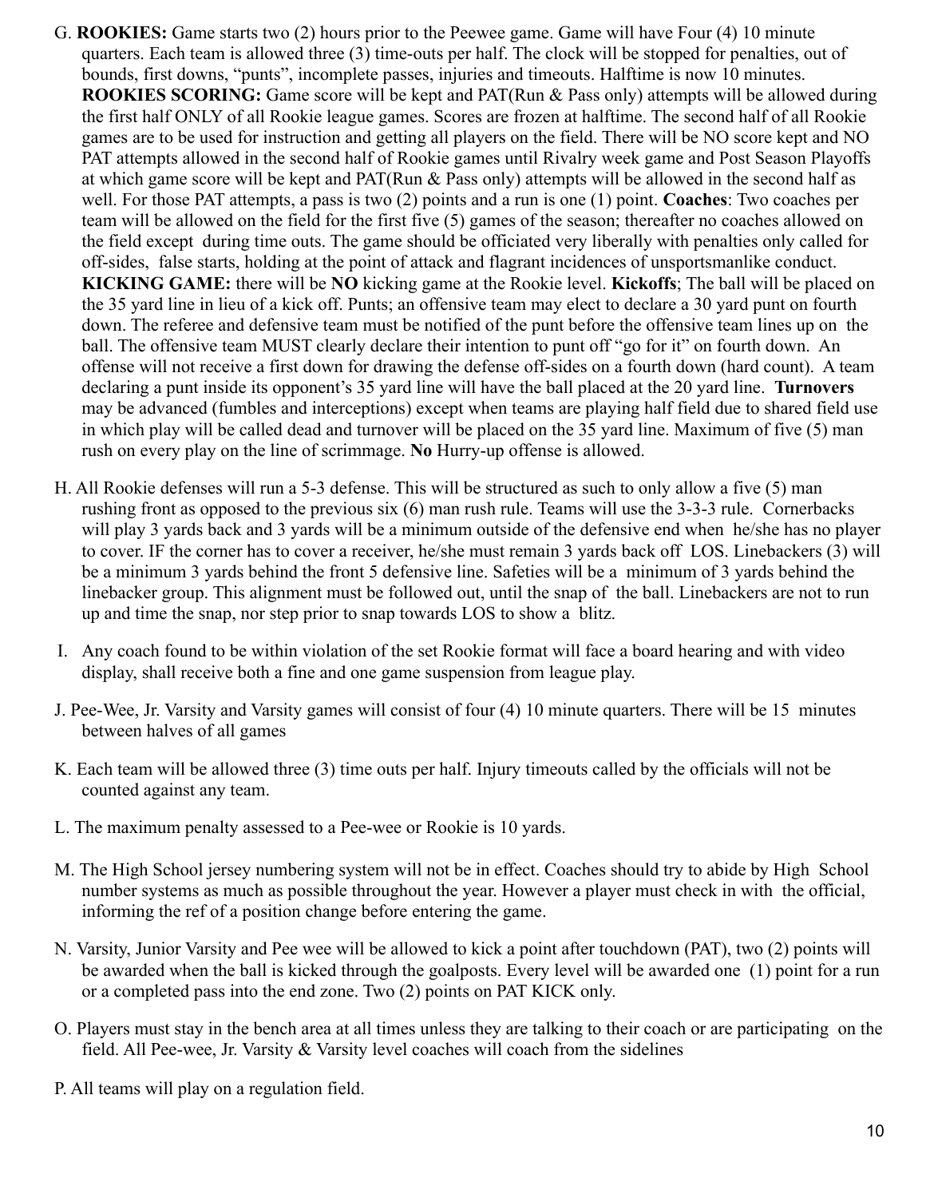G. **ROOKIES:** Game starts two (2) hours prior to the Peewee game. Game will have Four (4) 10 minute quarters. Each team is allowed three (3) time-outs per half. The clock will be stopped for penalties, out of bounds, first downs, "punts", incomplete passes, injuries and timeouts. Halftime is now 10 minutes. **ROOKIES SCORING:** Game score will be kept and PAT(Run & Pass only) attempts will be allowed during the first half ONLY of all Rookie league games. Scores are frozen at halftime. The second half of all Rookie games are to be used for instruction and getting all players on the field. There will be NO score kept and NO PAT attempts allowed in the second half of Rookie games until Rivalry week game and Post Season Playoffs at which game score will be kept and PAT(Run & Pass only) attempts will be allowed in the second half as well. For those PAT attempts, a pass is two (2) points and a run is one (1) point. **Coaches**: Two coaches per team will be allowed on the field for the first five (5) games of the season; thereafter no coaches allowed on the field except during time outs. The game should be officiated very liberally with penalties only called for off-sides, false starts, holding at the point of attack and flagrant incidences of unsportsmanlike conduct. **KICKING GAME:** there will be **NO** kicking game at the Rookie level. **Kickoffs**; The ball will be placed on the 35 yard line in lieu of a kick off. Punts; an offensive team may elect to declare a 30 yard punt on fourth down. The referee and defensive team must be notified of the punt before the offensive team lines up on the ball. The offensive team MUST clearly declare their intention to punt off "go for it" on fourth down. An offense will not receive a first down for drawing the defense off-sides on a fourth down (hard count). A team declaring a punt inside its opponent's 35 yard line will have the ball placed at the 20 yard line. **Turnovers** may be advanced (fumbles and interceptions) except when teams are playing half field due to shared field use in which play will be called dead and turnover will be placed on the 35 yard line. Maximum of five (5) man rush on every play on the line of scrimmage. **No** Hurry-up offense is allowed.

H. All Rookie defenses will run a 5-3 defense. This will be structured as such to only allow a five (5) man rushing front as opposed to the previous six (6) man rush rule. Teams will use the 3-3-3 rule. Cornerbacks will play 3 yards back and 3 yards will be a minimum outside of the defensive end when he/she has no player to cover. IF the corner has to cover a receiver, he/she must remain 3 yards back off LOS. Linebackers (3) will be a minimum 3 yards behind the front 5 defensive line. Safeties will be a minimum of 3 yards behind the linebacker group. This alignment must be followed out, until the snap of the ball. Linebackers are not to run up and time the snap, nor step prior to snap towards LOS to show a blitz.

I. Any coach found to be within violation of the set Rookie format will face a board hearing and with video display, shall receive both a fine and one game suspension from league play.

J. Pee-Wee, Jr. Varsity and Varsity games will consist of four (4) 10 minute quarters. There will be 15 minutes between halves of all games

K. Each team will be allowed three (3) time outs per half. Injury timeouts called by the officials will not be counted against any team.

L. The maximum penalty assessed to a Pee-wee or Rookie is 10 yards.

M. The High School jersey numbering system will not be in effect. Coaches should try to abide by High School number systems as much as possible throughout the year. However a player must check in with the official, informing the ref of a position change before entering the game.

N. Varsity, Junior Varsity and Pee wee will be allowed to kick a point after touchdown (PAT), two (2) points will be awarded when the ball is kicked through the goalposts. Every level will be awarded one (1) point for a run or a completed pass into the end zone. Two (2) points on PAT KICK only.

O. Players must stay in the bench area at all times unless they are talking to their coach or are participating on the field. All Pee-wee, Jr. Varsity & Varsity level coaches will coach from the sidelines

P. All teams will play on a regulation field.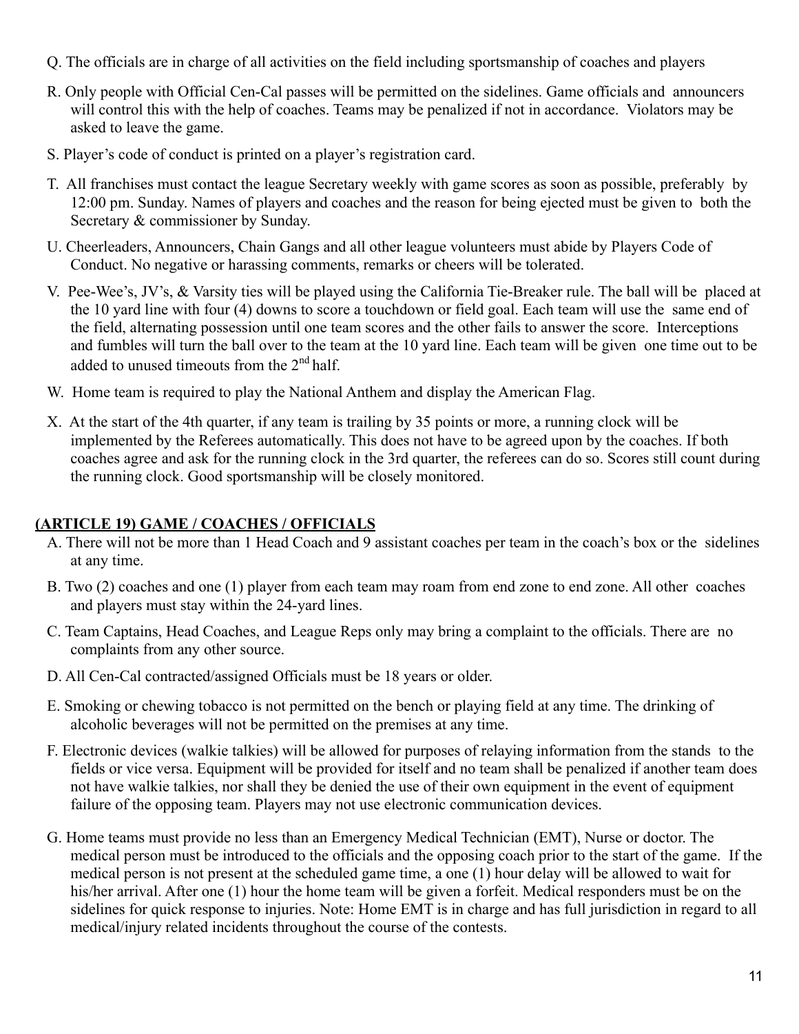Q. The officials are in charge of all activities on the field including sportsmanship of coaches and players

R. Only people with Official Cen-Cal passes will be permitted on the sidelines. Game officials and announcers will control this with the help of coaches. Teams may be penalized if not in accordance. Violators may be asked to leave the game.

S. Player's code of conduct is printed on a player's registration card.

T. All franchises must contact the league Secretary weekly with game scores as soon as possible, preferably by 12:00 pm. Sunday. Names of players and coaches and the reason for being ejected must be given to both the Secretary & commissioner by Sunday.

U. Cheerleaders, Announcers, Chain Gangs and all other league volunteers must abide by Players Code of Conduct. No negative or harassing comments, remarks or cheers will be tolerated.

V. Pee-Wee's, JV's, & Varsity ties will be played using the California Tie-Breaker rule. The ball will be placed at the 10 yard line with four (4) downs to score a touchdown or field goal. Each team will use the same end of the field, alternating possession until one team scores and the other fails to answer the score. Interceptions and fumbles will turn the ball over to the team at the 10 yard line. Each team will be given one time out to be added to unused timeouts from the 2nd half.

W. Home team is required to play the National Anthem and display the American Flag.

X. At the start of the 4th quarter, if any team is trailing by 35 points or more, a running clock will be implemented by the Referees automatically. This does not have to be agreed upon by the coaches. If both coaches agree and ask for the running clock in the 3rd quarter, the referees can do so. Scores still count during the running clock. Good sportsmanship will be closely monitored.

## (ARTICLE 19) GAME / COACHES / OFFICIALS

A. There will not be more than 1 Head Coach and 9 assistant coaches per team in the coach's box or the sidelines at any time.

B. Two (2) coaches and one (1) player from each team may roam from end zone to end zone. All other coaches and players must stay within the 24-yard lines.

C. Team Captains, Head Coaches, and League Reps only may bring a complaint to the officials. There are no complaints from any other source.

D. All Cen-Cal contracted/assigned Officials must be 18 years or older.

E. Smoking or chewing tobacco is not permitted on the bench or playing field at any time. The drinking of alcoholic beverages will not be permitted on the premises at any time.

F. Electronic devices (walkie talkies) will be allowed for purposes of relaying information from the stands to the fields or vice versa. Equipment will be provided for itself and no team shall be penalized if another team does not have walkie talkies, nor shall they be denied the use of their own equipment in the event of equipment failure of the opposing team. Players may not use electronic communication devices.

G. Home teams must provide no less than an Emergency Medical Technician (EMT), Nurse or doctor. The medical person must be introduced to the officials and the opposing coach prior to the start of the game. If the medical person is not present at the scheduled game time, a one (1) hour delay will be allowed to wait for his/her arrival. After one (1) hour the home team will be given a forfeit. Medical responders must be on the sidelines for quick response to injuries. Note: Home EMT is in charge and has full jurisdiction in regard to all medical/injury related incidents throughout the course of the contests.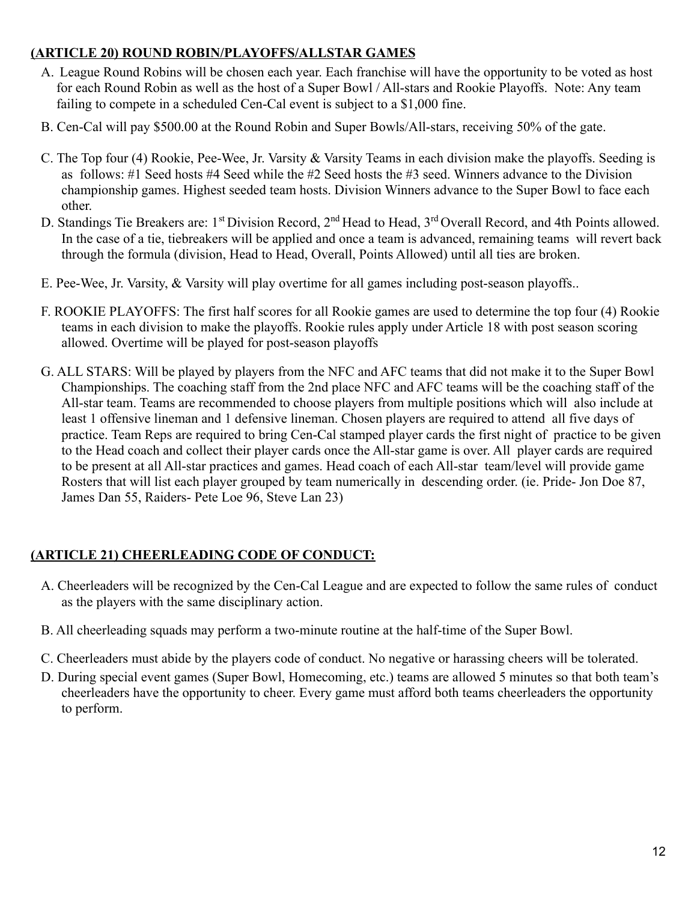**(ARTICLE 20) ROUND ROBIN/PLAYOFFS/ALLSTAR GAMES**

A. League Round Robins will be chosen each year. Each franchise will have the opportunity to be voted as host for each Round Robin as well as the host of a Super Bowl / All-stars and Rookie Playoffs. Note: Any team failing to compete in a scheduled Cen-Cal event is subject to a $1,000 fine.

B. Cen-Cal will pay $500.00 at the Round Robin and Super Bowls/All-stars, receiving 50% of the gate.

C. The Top four (4) Rookie, Pee-Wee, Jr. Varsity & Varsity Teams in each division make the playoffs. Seeding is as follows: #1 Seed hosts #4 Seed while the #2 Seed hosts the #3 seed. Winners advance to the Division championship games. Highest seeded team hosts. Division Winners advance to the Super Bowl to face each other.

D. Standings Tie Breakers are: 1st Division Record, 2nd Head to Head, 3rd Overall Record, and 4th Points allowed. In the case of a tie, tiebreakers will be applied and once a team is advanced, remaining teams will revert back through the formula (division, Head to Head, Overall, Points Allowed) until all ties are broken.

E. Pee-Wee, Jr. Varsity, & Varsity will play overtime for all games including post-season playoffs..

F. ROOKIE PLAYOFFS: The first half scores for all Rookie games are used to determine the top four (4) Rookie teams in each division to make the playoffs. Rookie rules apply under Article 18 with post season scoring allowed. Overtime will be played for post-season playoffs

G. ALL STARS: Will be played by players from the NFC and AFC teams that did not make it to the Super Bowl Championships. The coaching staff from the 2nd place NFC and AFC teams will be the coaching staff of the All-star team. Teams are recommended to choose players from multiple positions which will also include at least 1 offensive lineman and 1 defensive lineman. Chosen players are required to attend all five days of practice. Team Reps are required to bring Cen-Cal stamped player cards the first night of practice to be given to the Head coach and collect their player cards once the All-star game is over. All player cards are required to be present at all All-star practices and games. Head coach of each All-star team/level will provide game Rosters that will list each player grouped by team numerically in descending order. (ie. Pride- Jon Doe 87, James Dan 55, Raiders- Pete Loe 96, Steve Lan 23)

**(ARTICLE 21) CHEERLEADING CODE OF CONDUCT:**

A. Cheerleaders will be recognized by the Cen-Cal League and are expected to follow the same rules of conduct as the players with the same disciplinary action.

B. All cheerleading squads may perform a two-minute routine at the half-time of the Super Bowl.

C. Cheerleaders must abide by the players code of conduct. No negative or harassing cheers will be tolerated.

D. During special event games (Super Bowl, Homecoming, etc.) teams are allowed 5 minutes so that both team's cheerleaders have the opportunity to cheer. Every game must afford both teams cheerleaders the opportunity to perform.